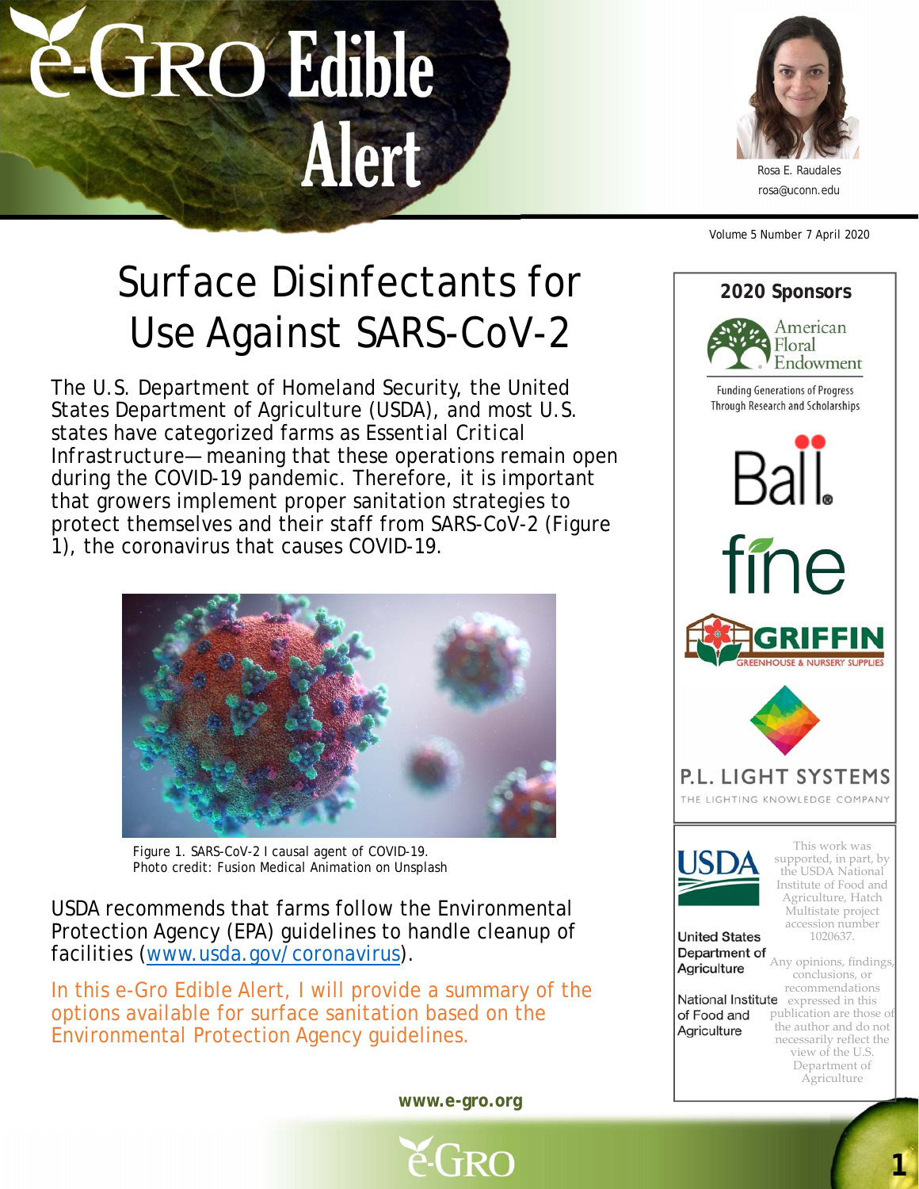# e-GRO Edible Alert

Rosa E. Raudales
rosa@uconn.edu

Volume 5 Number 7 April 2020

## Surface Disinfectants for Use Against SARS-CoV-2

The U.S. Department of Homeland Security, the United States Department of Agriculture (USDA), and most U.S. states have categorized farms as Essential Critical Infrastructure—meaning that these operations remain open during the COVID-19 pandemic. Therefore, it is important that growers implement proper sanitation strategies to protect themselves and their staff from SARS-CoV-2 (Figure 1), the coronavirus that causes COVID-19.

Figure 1. SARS-CoV-2 I causal agent of COVID-19.
Photo credit: Fusion Medical Animation on Unsplash

USDA recommends that farms follow the Environmental Protection Agency (EPA) guidelines to handle cleanup of facilities (www.usda.gov/coronavirus).

In this e-Gro Edible Alert, I will provide a summary of the options available for surface sanitation based on the Environmental Protection Agency guidelines.

**2020 Sponsors**

American Floral Endowment — Funding Generations of Progress Through Research and Scholarships

Ball

fine

GRIFFIN — Greenhouse & Nursery Supplies

P.L. LIGHT SYSTEMS — The Lighting Knowledge Company

USDA — United States Department of Agriculture, National Institute of Food and Agriculture

This work was supported, in part, by the USDA National Institute of Food and Agriculture, Hatch Multistate project accession number 1020637.

Any opinions, findings, conclusions, or recommendations expressed in this publication are those of the author and do not necessarily reflect the view of the U.S. Department of Agriculture

www.e-gro.org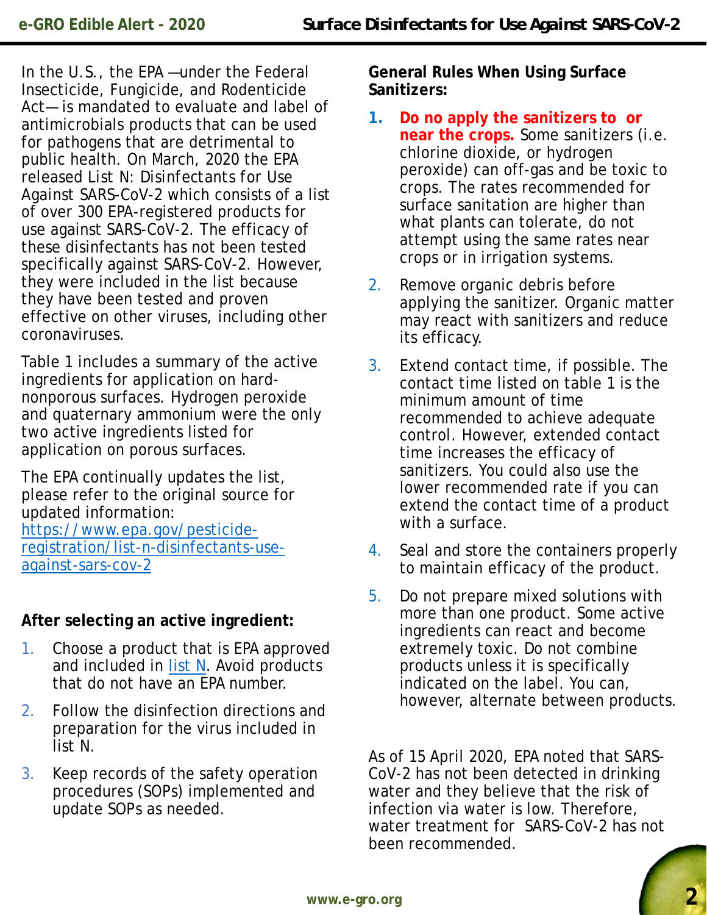In the U.S., the EPA —under the Federal Insecticide, Fungicide, and Rodenticide Act— is mandated to evaluate and label of antimicrobials products that can be used for pathogens that are detrimental to public health. On March, 2020 the EPA released List N: Disinfectants for Use Against SARS-CoV-2 which consists of a list of over 300 EPA-registered products for use against SARS-CoV-2. The efficacy of these disinfectants has not been tested specifically against SARS-CoV-2. However, they were included in the list because they have been tested and proven effective on other viruses, including other coronaviruses.

Table 1 includes a summary of the active ingredients for application on hard-nonporous surfaces. Hydrogen peroxide and quaternary ammonium were the only two active ingredients listed for application on porous surfaces.

The EPA continually updates the list, please refer to the original source for updated information: https://www.epa.gov/pesticide-registration/list-n-disinfectants-use-against-sars-cov-2

**After selecting an active ingredient:**

1. Choose a product that is EPA approved and included in list N. Avoid products that do not have an EPA number.
2. Follow the disinfection directions and preparation for the virus included in list N.
3. Keep records of the safety operation procedures (SOPs) implemented and update SOPs as needed.

**General Rules When Using Surface Sanitizers:**

1. **Do no apply the sanitizers to or near the crops.** Some sanitizers (i.e. chlorine dioxide, or hydrogen peroxide) can off-gas and be toxic to crops. The rates recommended for surface sanitation are higher than what plants can tolerate, do not attempt using the same rates near crops or in irrigation systems.
2. Remove organic debris before applying the sanitizer. Organic matter may react with sanitizers and reduce its efficacy.
3. Extend contact time, if possible. The contact time listed on table 1 is the minimum amount of time recommended to achieve adequate control. However, extended contact time increases the efficacy of sanitizers. You could also use the lower recommended rate if you can extend the contact time of a product with a surface.
4. Seal and store the containers properly to maintain efficacy of the product.
5. Do not prepare mixed solutions with more than one product. Some active ingredients can react and become extremely toxic. Do not combine products unless it is specifically indicated on the label. You can, however, alternate between products.

As of 15 April 2020, EPA noted that SARS-CoV-2 has not been detected in drinking water and they believe that the risk of infection via water is low. Therefore, water treatment for SARS-CoV-2 has not been recommended.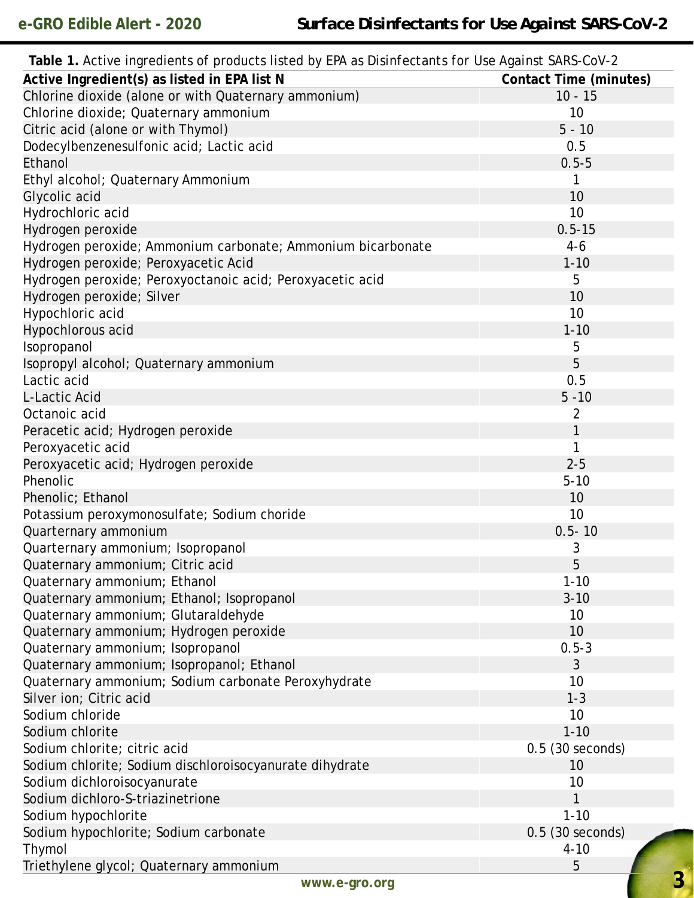**Table 1.** Active ingredients of products listed by EPA as Disinfectants for Use Against SARS-CoV-2

| Active Ingredient(s) as listed in EPA list N | Contact Time (minutes) |
|---|---|
| Chlorine dioxide (alone or with Quaternary ammonium) | 10 - 15 |
| Chlorine dioxide; Quaternary ammonium | 10 |
| Citric acid (alone or with Thymol) | 5 - 10 |
| Dodecylbenzenesulfonic acid; Lactic acid | 0.5 |
| Ethanol | 0.5-5 |
| Ethyl alcohol; Quaternary Ammonium | 1 |
| Glycolic acid | 10 |
| Hydrochloric acid | 10 |
| Hydrogen peroxide | 0.5-15 |
| Hydrogen peroxide; Ammonium carbonate; Ammonium bicarbonate | 4-6 |
| Hydrogen peroxide; Peroxyacetic Acid | 1-10 |
| Hydrogen peroxide; Peroxyoctanoic acid; Peroxyacetic acid | 5 |
| Hydrogen peroxide; Silver | 10 |
| Hypochloric acid | 10 |
| Hypochlorous acid | 1-10 |
| Isopropanol | 5 |
| Isopropyl alcohol; Quaternary ammonium | 5 |
| Lactic acid | 0.5 |
| L-Lactic Acid | 5 -10 |
| Octanoic acid | 2 |
| Peracetic acid; Hydrogen peroxide | 1 |
| Peroxyacetic acid | 1 |
| Peroxyacetic acid; Hydrogen peroxide | 2-5 |
| Phenolic | 5-10 |
| Phenolic; Ethanol | 10 |
| Potassium peroxymonosulfate; Sodium choride | 10 |
| Quarternary ammonium | 0.5- 10 |
| Quarternary ammonium; Isopropanol | 3 |
| Quaternary ammonium; Citric acid | 5 |
| Quaternary ammonium; Ethanol | 1-10 |
| Quaternary ammonium; Ethanol; Isopropanol | 3-10 |
| Quaternary ammonium; Glutaraldehyde | 10 |
| Quaternary ammonium; Hydrogen peroxide | 10 |
| Quaternary ammonium; Isopropanol | 0.5-3 |
| Quaternary ammonium; Isopropanol; Ethanol | 3 |
| Quaternary ammonium; Sodium carbonate Peroxyhydrate | 10 |
| Silver ion; Citric acid | 1-3 |
| Sodium chloride | 10 |
| Sodium chlorite | 1-10 |
| Sodium chlorite; citric acid | 0.5 (30 seconds) |
| Sodium chlorite; Sodium dischloroisocyanurate dihydrate | 10 |
| Sodium dichloroisocyanurate | 10 |
| Sodium dichloro-S-triazinetrione | 1 |
| Sodium hypochlorite | 1-10 |
| Sodium hypochlorite; Sodium carbonate | 0.5 (30 seconds) |
| Thymol | 4-10 |
| Triethylene glycol; Quaternary ammonium | 5 |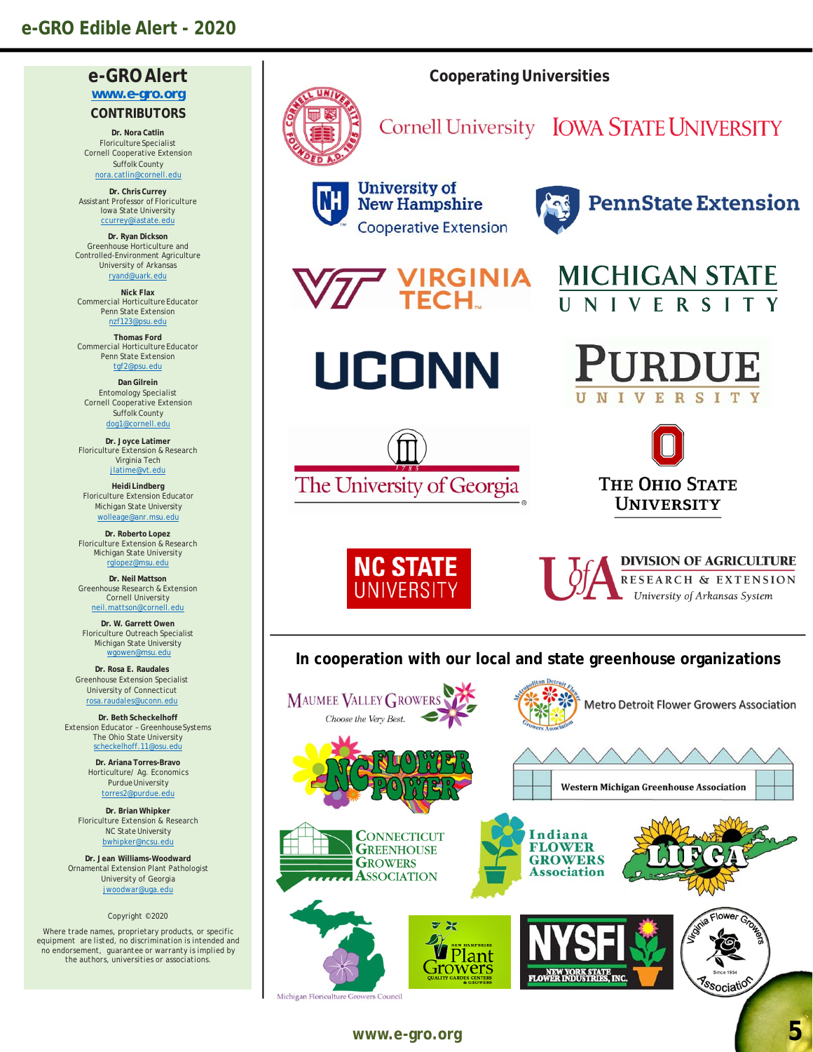## e-GRO Alert

www.e-gro.org

### CONTRIBUTORS

**Dr. Nora Catlin**
Floriculture Specialist
Cornell Cooperative Extension
Suffolk County
nora.catlin@cornell.edu

**Dr. Chris Currey**
Assistant Professor of Floriculture
Iowa State University
ccurrey@iastate.edu

**Dr. Ryan Dickson**
Greenhouse Horticulture and
Controlled-Environment Agriculture
University of Arkansas
ryand@uark.edu

**Nick Flax**
Commercial Horticulture Educator
Penn State Extension
nzf123@psu.edu

**Thomas Ford**
Commercial Horticulture Educator
Penn State Extension
tgf2@psu.edu

**Dan Gilrein**
Entomology Specialist
Cornell Cooperative Extension
Suffolk County
dog1@cornell.edu

**Dr. Joyce Latimer**
Floriculture Extension & Research
Virginia Tech
jlatime@vt.edu

**Heidi Lindberg**
Floriculture Extension Educator
Michigan State University
wolleage@anr.msu.edu

**Dr. Roberto Lopez**
Floriculture Extension & Research
Michigan State University
rglopez@msu.edu

**Dr. Neil Mattson**
Greenhouse Research & Extension
Cornell University
neil.mattson@cornell.edu

**Dr. W. Garrett Owen**
Floriculture Outreach Specialist
Michigan State University
wgowen@msu.edu

**Dr. Rosa E. Raudales**
Greenhouse Extension Specialist
University of Connecticut
rosa.raudales@uconn.edu

**Dr. Beth Scheckelhoff**
Extension Educator – Greenhouse Systems
The Ohio State University
scheckelhoff.11@osu.edu

**Dr. Ariana Torres-Bravo**
Horticulture/ Ag. Economics
Purdue University
torres2@purdue.edu

**Dr. Brian Whipker**
Floriculture Extension & Research
NC State University
bwhipker@ncsu.edu

**Dr. Jean Williams-Woodward**
Ornamental Extension Plant Pathologist
University of Georgia
jwoodwar@uga.edu

Copyright ©2020

Where trade names, proprietary products, or specific equipment are listed, no discrimination is intended and no endorsement, guarantee or warranty is implied by the authors, universities or associations.

## Cooperating Universities

Cornell University
Iowa State University
University of New Hampshire Cooperative Extension
PennState Extension
Virginia Tech
Michigan State University
UCONN
Purdue University
The University of Georgia
The Ohio State University
NC State University
University of Arkansas System Division of Agriculture Research & Extension

## In cooperation with our local and state greenhouse organizations

Maumee Valley Growers – Choose the Very Best.
Metro Detroit Flower Growers Association
NC Flower Power
Western Michigan Greenhouse Association
Connecticut Greenhouse Growers Association
Indiana Flower Growers Association
LIFGA
Michigan Floriculture Growers Council
New Hampshire Plant Growers
NYSFI – New York State Flower Industries, Inc.
Virginia Flower Growers Association – Since 1954